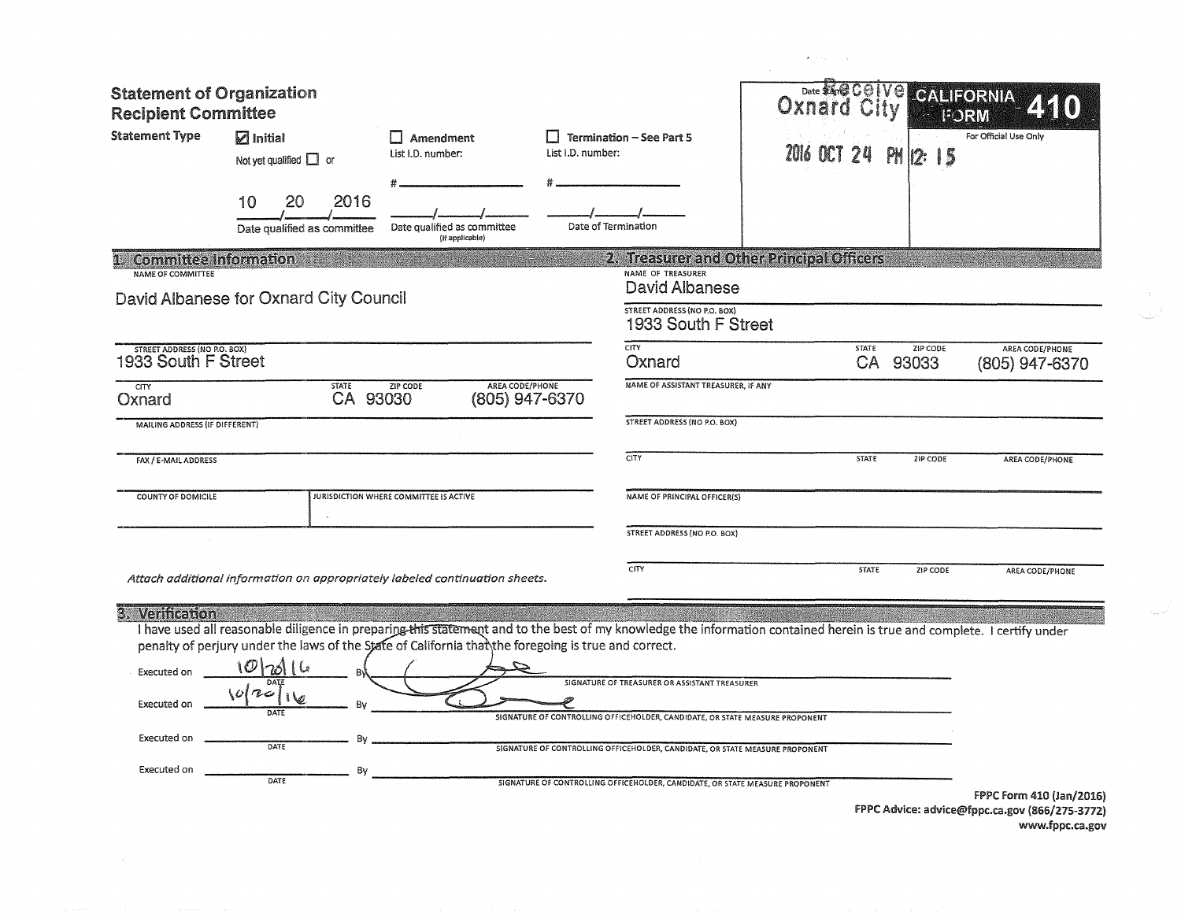# Statement of Organization Recipient Committee

**CALIFORNIA FORM 410**

For Official Use Only

Date Stamp: Received Oxnard City 2016 OCT 24 PM 12: 15

**Statement Type**

- ☑ **Initial** — Not yet qualified ☐ or 10 / 20 / 2016 — Date qualified as committee
- ☐ **Amendment** — List I.D. number: # ________ — Date qualified as committee (if applicable) ____/____/____
- ☐ **Termination – See Part 5** — List I.D. number: # ________ — Date of Termination ____/____/____

## 1. Committee Information

| Field | Value |
|---|---|
| NAME OF COMMITTEE | David Albanese for Oxnard City Council |
| STREET ADDRESS (NO P.O. BOX) | 1933 South F Street |
| CITY | Oxnard |
| STATE | CA |
| ZIP CODE | 93030 |
| AREA CODE/PHONE | (805) 947-6370 |
| MAILING ADDRESS (IF DIFFERENT) | |
| FAX / E-MAIL ADDRESS | |
| COUNTY OF DOMICILE | |
| JURISDICTION WHERE COMMITTEE IS ACTIVE | |

*Attach additional information on appropriately labeled continuation sheets.*

## 2. Treasurer and Other Principal Officers

| Field | Value |
|---|---|
| NAME OF TREASURER | David Albanese |
| STREET ADDRESS (NO P.O. BOX) | 1933 South F Street |
| CITY | Oxnard |
| STATE | CA |
| ZIP CODE | 93033 |
| AREA CODE/PHONE | (805) 947-6370 |
| NAME OF ASSISTANT TREASURER, IF ANY | |
| STREET ADDRESS (NO P.O. BOX) | |
| CITY / STATE / ZIP CODE / AREA CODE/PHONE | |
| NAME OF PRINCIPAL OFFICER(S) | |
| STREET ADDRESS (NO P.O. BOX) | |
| CITY / STATE / ZIP CODE / AREA CODE/PHONE | |

## 3. Verification

I have used all reasonable diligence in preparing this statement and to the best of my knowledge the information contained herein is true and complete. I certify under penalty of perjury under the laws of the State of California that the foregoing is true and correct.

| Executed on (Date) | By | |
|---|---|---|
| 10/20/16 | [signature] | SIGNATURE OF TREASURER OR ASSISTANT TREASURER |
| 10/20/16 | [signature] | SIGNATURE OF CONTROLLING OFFICEHOLDER, CANDIDATE, OR STATE MEASURE PROPONENT |
| | | SIGNATURE OF CONTROLLING OFFICEHOLDER, CANDIDATE, OR STATE MEASURE PROPONENT |
| | | SIGNATURE OF CONTROLLING OFFICEHOLDER, CANDIDATE, OR STATE MEASURE PROPONENT |

FPPC Form 410 (Jan/2016)
FPPC Advice: advice@fppc.ca.gov (866/275-3772)
www.fppc.ca.gov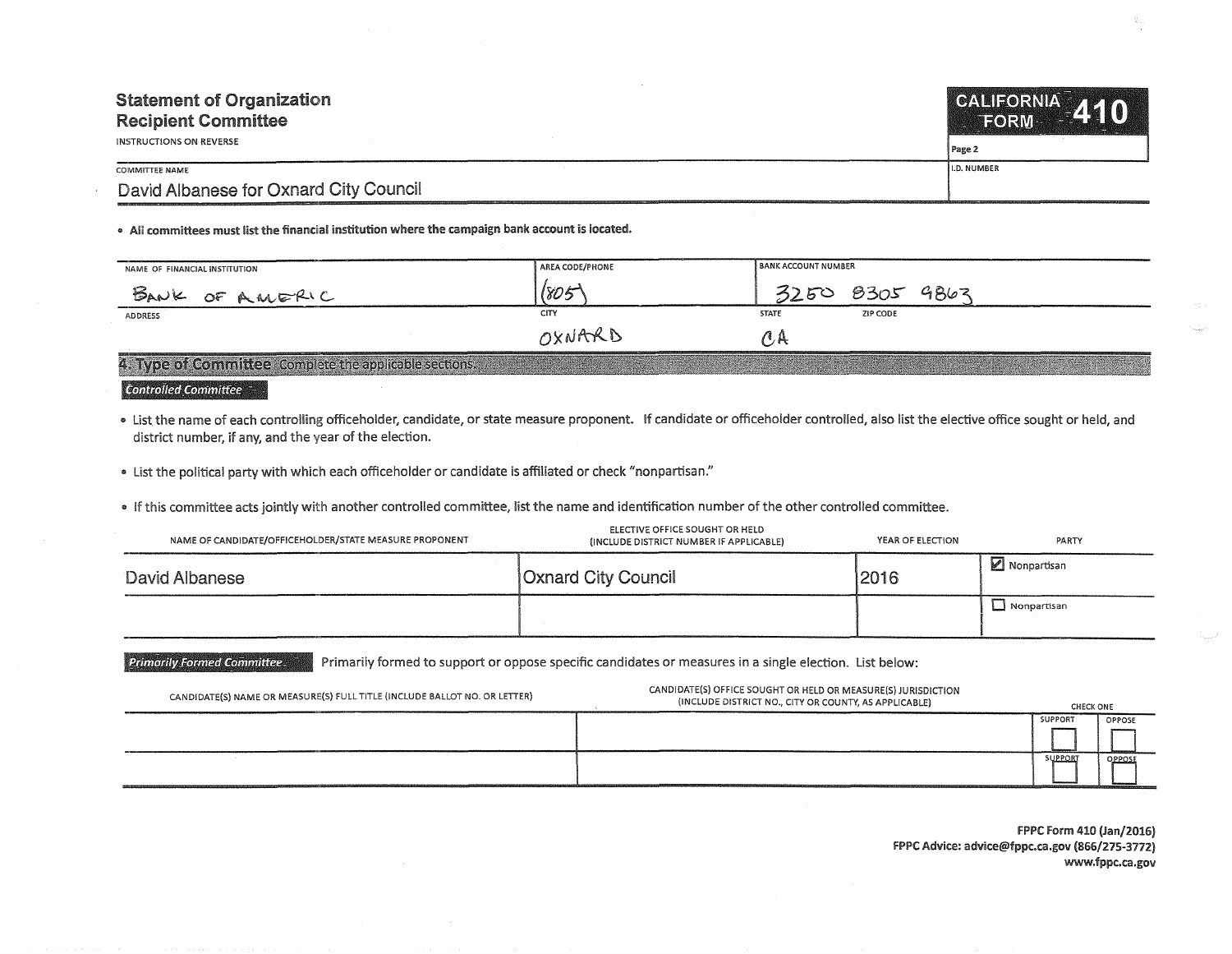# Statement of Organization Recipient Committee

INSTRUCTIONS ON REVERSE

**CALIFORNIA FORM 410**

Page 2

| COMMITTEE NAME | I.D. NUMBER |
| --- | --- |
| David Albanese for Oxnard City Council | |

- **All committees must list the financial institution where the campaign bank account is located.**

| NAME OF FINANCIAL INSTITUTION | AREA CODE/PHONE | BANK ACCOUNT NUMBER | |
| --- | --- | --- | --- |
| BANK OF AMERIC | (805) | 3250 8305 9863 | |
| **ADDRESS** | **CITY** | **STATE** | **ZIP CODE** |
| | OXNARD | CA | |

## 4. Type of Committee Complete the applicable sections.

### Controlled Committee

- List the name of each controlling officeholder, candidate, or state measure proponent. If candidate or officeholder controlled, also list the elective office sought or held, and district number, if any, and the year of the election.
- List the political party with which each officeholder or candidate is affiliated or check "nonpartisan."
- If this committee acts jointly with another controlled committee, list the name and identification number of the other controlled committee.

| NAME OF CANDIDATE/OFFICEHOLDER/STATE MEASURE PROPONENT | ELECTIVE OFFICE SOUGHT OR HELD (INCLUDE DISTRICT NUMBER IF APPLICABLE) | YEAR OF ELECTION | PARTY |
| --- | --- | --- | --- |
| David Albanese | Oxnard City Council | 2016 | ☑ Nonpartisan |
| | | | ☐ Nonpartisan |

### Primarily Formed Committee

Primarily formed to support or oppose specific candidates or measures in a single election. List below:

| CANDIDATE(S) NAME OR MEASURE(S) FULL TITLE (INCLUDE BALLOT NO. OR LETTER) | CANDIDATE(S) OFFICE SOUGHT OR HELD OR MEASURE(S) JURISDICTION (INCLUDE DISTRICT NO., CITY OR COUNTY, AS APPLICABLE) | CHECK ONE: SUPPORT | OPPOSE |
| --- | --- | --- | --- |
| | | ☐ | ☐ |
| | | ☐ | ☐ |

**FPPC Form 410 (Jan/2016)**
**FPPC Advice: advice@fppc.ca.gov (866/275-3772)**
**www.fppc.ca.gov**